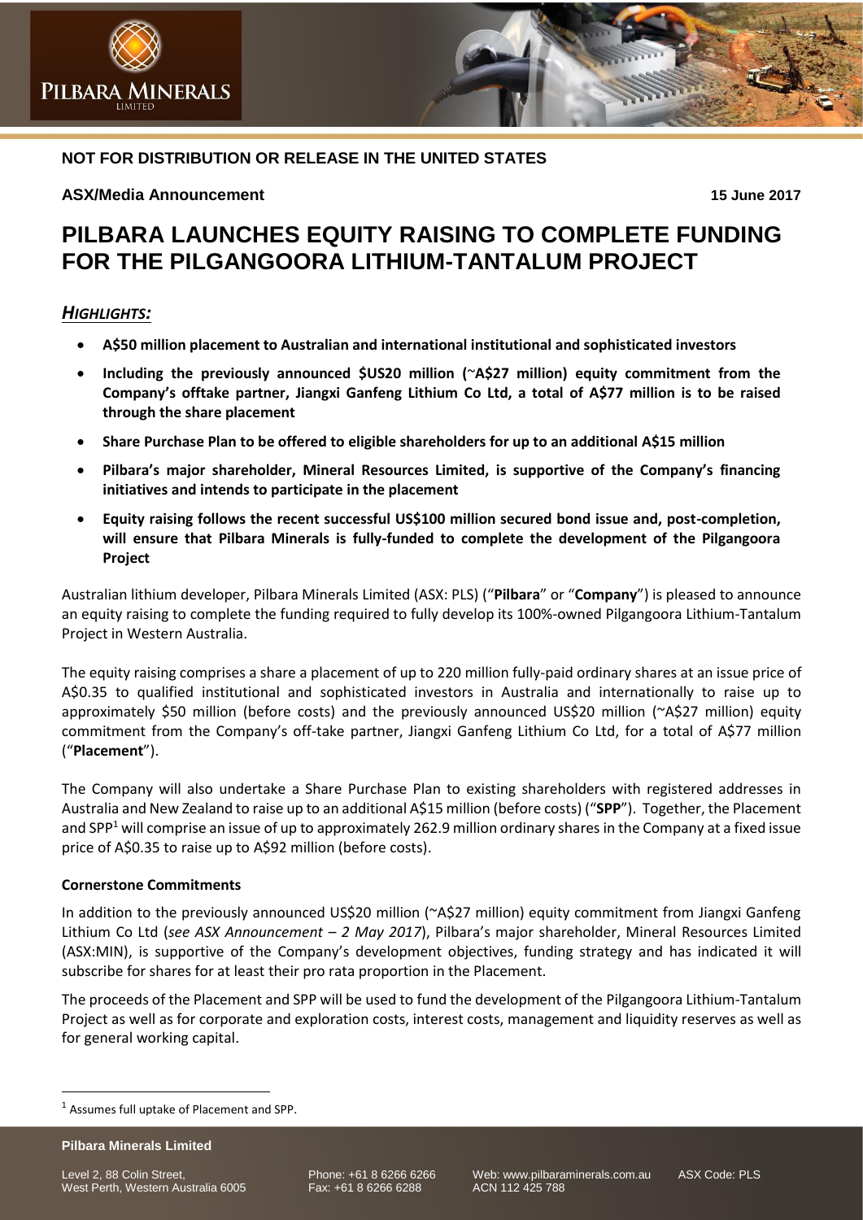**NOT FOR DISTRIBUTION OR RELEASE IN THE UNITED STATES**

**ASX/Media Announcement** **15 June 2017**

# PILBARA LAUNCHES EQUITY RAISING TO COMPLETE FUNDING FOR THE PILGANGOORA LITHIUM-TANTALUM PROJECT

## *HIGHLIGHTS:*

- **A$50 million placement to Australian and international institutional and sophisticated investors**
- **Including the previously announced $US20 million (~A$27 million) equity commitment from the Company's offtake partner, Jiangxi Ganfeng Lithium Co Ltd, a total of A$77 million is to be raised through the share placement**
- **Share Purchase Plan to be offered to eligible shareholders for up to an additional A$15 million**
- **Pilbara's major shareholder, Mineral Resources Limited, is supportive of the Company's financing initiatives and intends to participate in the placement**
- **Equity raising follows the recent successful US$100 million secured bond issue and, post-completion, will ensure that Pilbara Minerals is fully-funded to complete the development of the Pilgangoora Project**

Australian lithium developer, Pilbara Minerals Limited (ASX: PLS) ("**Pilbara**" or "**Company**") is pleased to announce an equity raising to complete the funding required to fully develop its 100%-owned Pilgangoora Lithium-Tantalum Project in Western Australia.

The equity raising comprises a share a placement of up to 220 million fully-paid ordinary shares at an issue price of A$0.35 to qualified institutional and sophisticated investors in Australia and internationally to raise up to approximately $50 million (before costs) and the previously announced US$20 million (~A$27 million) equity commitment from the Company's off-take partner, Jiangxi Ganfeng Lithium Co Ltd, for a total of A$77 million ("**Placement**").

The Company will also undertake a Share Purchase Plan to existing shareholders with registered addresses in Australia and New Zealand to raise up to an additional A$15 million (before costs) ("**SPP**"). Together, the Placement and SPP[1] will comprise an issue of up to approximately 262.9 million ordinary shares in the Company at a fixed issue price of A$0.35 to raise up to A$92 million (before costs).

**Cornerstone Commitments**

In addition to the previously announced US$20 million (~A$27 million) equity commitment from Jiangxi Ganfeng Lithium Co Ltd (*see ASX Announcement – 2 May 2017*), Pilbara's major shareholder, Mineral Resources Limited (ASX:MIN), is supportive of the Company's development objectives, funding strategy and has indicated it will subscribe for shares for at least their pro rata proportion in the Placement.

The proceeds of the Placement and SPP will be used to fund the development of the Pilgangoora Lithium-Tantalum Project as well as for corporate and exploration costs, interest costs, management and liquidity reserves as well as for general working capital.

[1] Assumes full uptake of Placement and SPP.

**Pilbara Minerals Limited**

Level 2, 88 Colin Street, West Perth, Western Australia 6005 | Phone: +61 8 6266 6266 Fax: +61 8 6266 6288 | Web: www.pilbaraminerals.com.au ACN 112 425 788 | ASX Code: PLS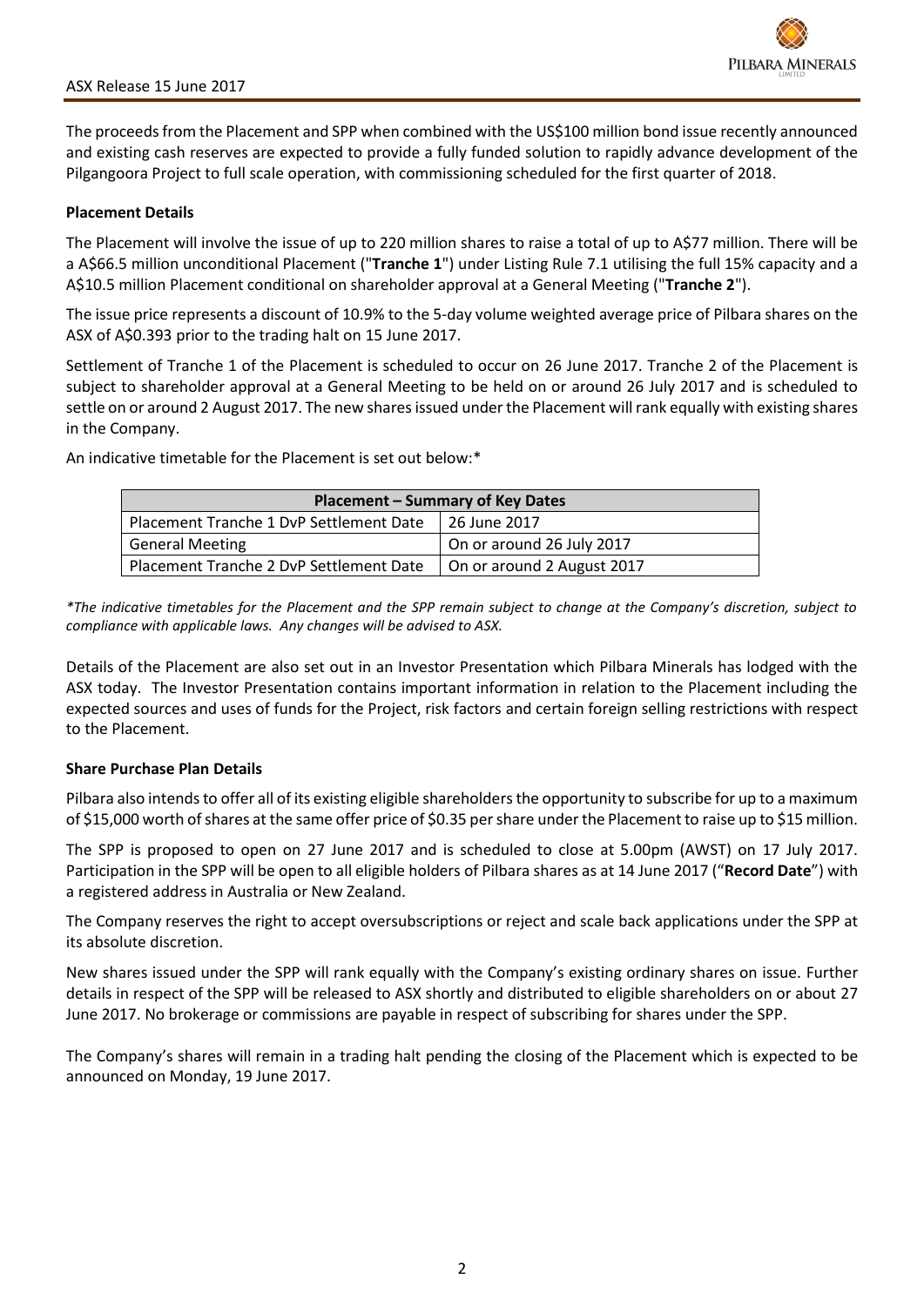The proceeds from the Placement and SPP when combined with the US$100 million bond issue recently announced and existing cash reserves are expected to provide a fully funded solution to rapidly advance development of the Pilgangoora Project to full scale operation, with commissioning scheduled for the first quarter of 2018.

**Placement Details**

The Placement will involve the issue of up to 220 million shares to raise a total of up to A$77 million. There will be a A$66.5 million unconditional Placement ("**Tranche 1**") under Listing Rule 7.1 utilising the full 15% capacity and a A$10.5 million Placement conditional on shareholder approval at a General Meeting ("**Tranche 2**").

The issue price represents a discount of 10.9% to the 5-day volume weighted average price of Pilbara shares on the ASX of A$0.393 prior to the trading halt on 15 June 2017.

Settlement of Tranche 1 of the Placement is scheduled to occur on 26 June 2017. Tranche 2 of the Placement is subject to shareholder approval at a General Meeting to be held on or around 26 July 2017 and is scheduled to settle on or around 2 August 2017. The new shares issued under the Placement will rank equally with existing shares in the Company.

An indicative timetable for the Placement is set out below:*

| Placement – Summary of Key Dates | |
|---|---|
| Placement Tranche 1 DvP Settlement Date | 26 June 2017 |
| General Meeting | On or around 26 July 2017 |
| Placement Tranche 2 DvP Settlement Date | On or around 2 August 2017 |

*\*The indicative timetables for the Placement and the SPP remain subject to change at the Company's discretion, subject to compliance with applicable laws. Any changes will be advised to ASX.*

Details of the Placement are also set out in an Investor Presentation which Pilbara Minerals has lodged with the ASX today. The Investor Presentation contains important information in relation to the Placement including the expected sources and uses of funds for the Project, risk factors and certain foreign selling restrictions with respect to the Placement.

**Share Purchase Plan Details**

Pilbara also intends to offer all of its existing eligible shareholders the opportunity to subscribe for up to a maximum of $15,000 worth of shares at the same offer price of $0.35 per share under the Placement to raise up to $15 million.

The SPP is proposed to open on 27 June 2017 and is scheduled to close at 5.00pm (AWST) on 17 July 2017. Participation in the SPP will be open to all eligible holders of Pilbara shares as at 14 June 2017 ("**Record Date**") with a registered address in Australia or New Zealand.

The Company reserves the right to accept oversubscriptions or reject and scale back applications under the SPP at its absolute discretion.

New shares issued under the SPP will rank equally with the Company's existing ordinary shares on issue. Further details in respect of the SPP will be released to ASX shortly and distributed to eligible shareholders on or about 27 June 2017. No brokerage or commissions are payable in respect of subscribing for shares under the SPP.

The Company's shares will remain in a trading halt pending the closing of the Placement which is expected to be announced on Monday, 19 June 2017.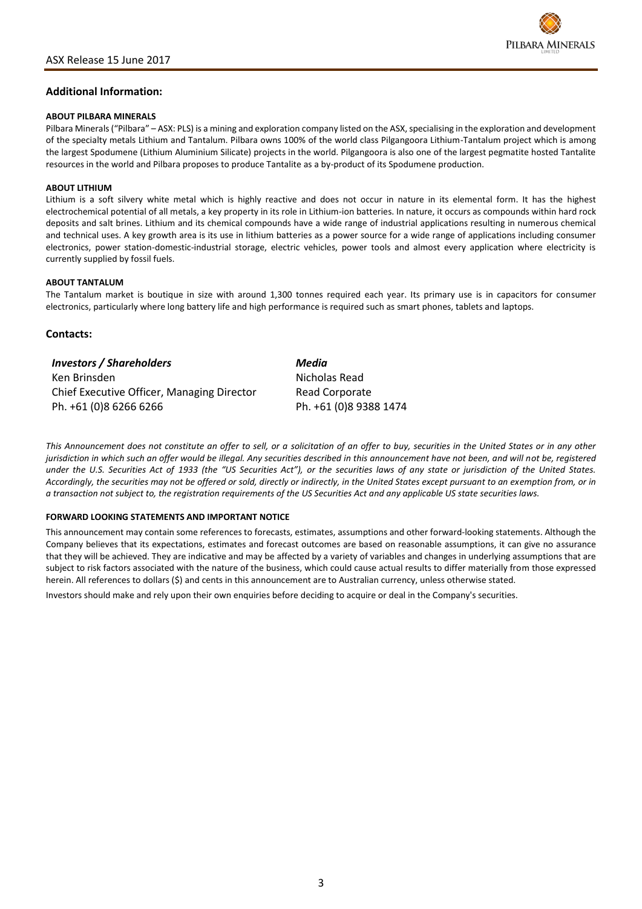## Additional Information:

**ABOUT PILBARA MINERALS**

Pilbara Minerals ("Pilbara" – ASX: PLS) is a mining and exploration company listed on the ASX, specialising in the exploration and development of the specialty metals Lithium and Tantalum. Pilbara owns 100% of the world class Pilgangoora Lithium-Tantalum project which is among the largest Spodumene (Lithium Aluminium Silicate) projects in the world. Pilgangoora is also one of the largest pegmatite hosted Tantalite resources in the world and Pilbara proposes to produce Tantalite as a by-product of its Spodumene production.

**ABOUT LITHIUM**

Lithium is a soft silvery white metal which is highly reactive and does not occur in nature in its elemental form. It has the highest electrochemical potential of all metals, a key property in its role in Lithium-ion batteries. In nature, it occurs as compounds within hard rock deposits and salt brines. Lithium and its chemical compounds have a wide range of industrial applications resulting in numerous chemical and technical uses. A key growth area is its use in lithium batteries as a power source for a wide range of applications including consumer electronics, power station-domestic-industrial storage, electric vehicles, power tools and almost every application where electricity is currently supplied by fossil fuels.

**ABOUT TANTALUM**

The Tantalum market is boutique in size with around 1,300 tonnes required each year. Its primary use is in capacitors for consumer electronics, particularly where long battery life and high performance is required such as smart phones, tablets and laptops.

## Contacts:

***Investors / Shareholders***
Ken Brinsden
Chief Executive Officer, Managing Director
Ph. +61 (0)8 6266 6266

***Media***
Nicholas Read
Read Corporate
Ph. +61 (0)8 9388 1474

*This Announcement does not constitute an offer to sell, or a solicitation of an offer to buy, securities in the United States or in any other jurisdiction in which such an offer would be illegal. Any securities described in this announcement have not been, and will not be, registered under the U.S. Securities Act of 1933 (the "US Securities Act"), or the securities laws of any state or jurisdiction of the United States. Accordingly, the securities may not be offered or sold, directly or indirectly, in the United States except pursuant to an exemption from, or in a transaction not subject to, the registration requirements of the US Securities Act and any applicable US state securities laws.*

**FORWARD LOOKING STATEMENTS AND IMPORTANT NOTICE**

This announcement may contain some references to forecasts, estimates, assumptions and other forward-looking statements. Although the Company believes that its expectations, estimates and forecast outcomes are based on reasonable assumptions, it can give no assurance that they will be achieved. They are indicative and may be affected by a variety of variables and changes in underlying assumptions that are subject to risk factors associated with the nature of the business, which could cause actual results to differ materially from those expressed herein. All references to dollars ($) and cents in this announcement are to Australian currency, unless otherwise stated.

Investors should make and rely upon their own enquiries before deciding to acquire or deal in the Company's securities.